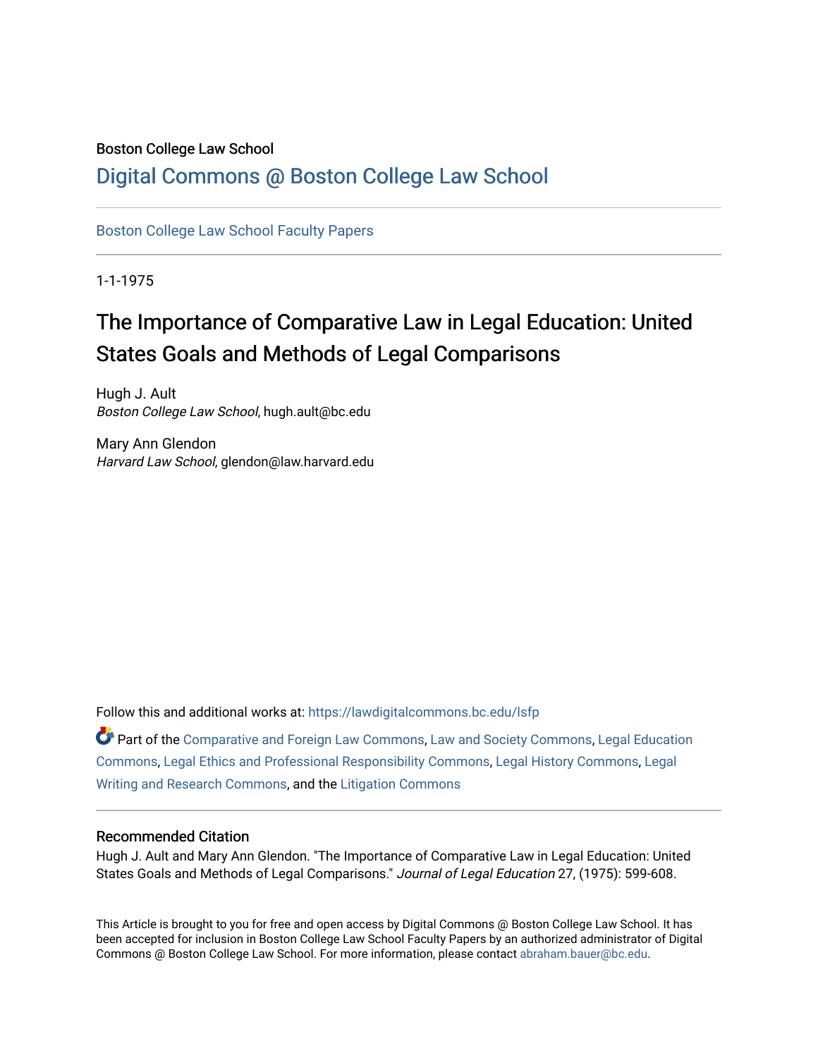Boston College Law School

# [Digital Commons @ Boston College Law School](https://lawdigitalcommons.bc.edu/)

[Boston College Law School Faculty Papers](https://lawdigitalcommons.bc.edu/lsfp)

1-1-1975

## The Importance of Comparative Law in Legal Education: United States Goals and Methods of Legal Comparisons

Hugh J. Ault
*Boston College Law School*, hugh.ault@bc.edu

Mary Ann Glendon
*Harvard Law School*, glendon@law.harvard.edu

Follow this and additional works at: https://lawdigitalcommons.bc.edu/lsfp

Part of the Comparative and Foreign Law Commons, Law and Society Commons, Legal Education Commons, Legal Ethics and Professional Responsibility Commons, Legal History Commons, Legal Writing and Research Commons, and the Litigation Commons

### Recommended Citation

Hugh J. Ault and Mary Ann Glendon. "The Importance of Comparative Law in Legal Education: United States Goals and Methods of Legal Comparisons." *Journal of Legal Education* 27, (1975): 599-608.

This Article is brought to you for free and open access by Digital Commons @ Boston College Law School. It has been accepted for inclusion in Boston College Law School Faculty Papers by an authorized administrator of Digital Commons @ Boston College Law School. For more information, please contact abraham.bauer@bc.edu.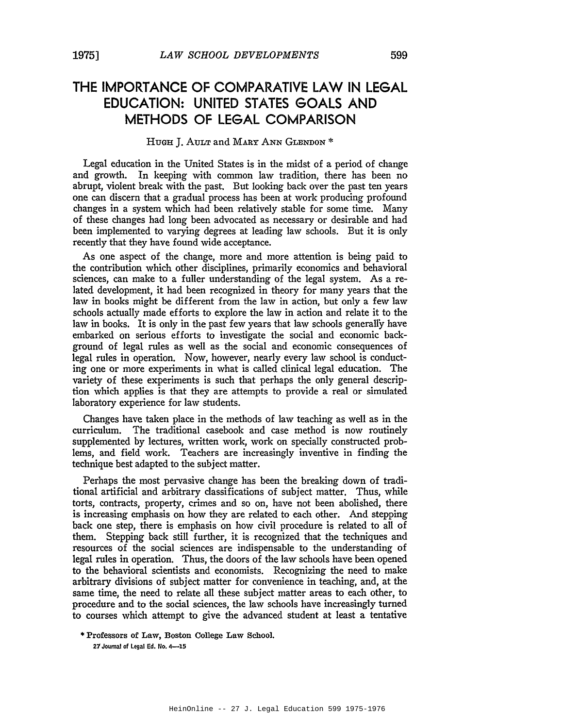# THE IMPORTANCE OF COMPARATIVE LAW IN LEGAL EDUCATION: UNITED STATES GOALS AND METHODS OF LEGAL COMPARISON

HUGH J. AULT and MARY ANN GLENDON *

Legal education in the United States is in the midst of a period of change and growth. In keeping with common law tradition, there has been no abrupt, violent break with the past. But looking back over the past ten years one can discern that a gradual process has been at work producing profound changes in a system which had been relatively stable for some time. Many of these changes had long been advocated as necessary or desirable and had been implemented to varying degrees at leading law schools. But it is only recently that they have found wide acceptance.

As one aspect of the change, more and more attention is being paid to the contribution which other disciplines, primarily economics and behavioral sciences, can make to a fuller understanding of the legal system. As a related development, it had been recognized in theory for many years that the law in books might be different from the law in action, but only a few law schools actually made efforts to explore the law in action and relate it to the law in books. It is only in the past few years that law schools generally have embarked on serious efforts to investigate the social and economic background of legal rules as well as the social and economic consequences of legal rules in operation. Now, however, nearly every law school is conducting one or more experiments in what is called clinical legal education. The variety of these experiments is such that perhaps the only general description which applies is that they are attempts to provide a real or simulated laboratory experience for law students.

Changes have taken place in the methods of law teaching as well as in the curriculum. The traditional casebook and case method is now routinely supplemented by lectures, written work, work on specially constructed problems, and field work. Teachers are increasingly inventive in finding the technique best adapted to the subject matter.

Perhaps the most pervasive change has been the breaking down of traditional artificial and arbitrary classifications of subject matter. Thus, while torts, contracts, property, crimes and so on, have not been abolished, there is increasing emphasis on how they are related to each other. And stepping back one step, there is emphasis on how civil procedure is related to all of them. Stepping back still further, it is recognized that the techniques and resources of the social sciences are indispensable to the understanding of legal rules in operation. Thus, the doors of the law schools have been opened to the behavioral scientists and economists. Recognizing the need to make arbitrary divisions of subject matter for convenience in teaching, and, at the same time, the need to relate all these subject matter areas to each other, to procedure and to the social sciences, the law schools have increasingly turned to courses which attempt to give the advanced student at least a tentative

\* Professors of Law, Boston College Law School.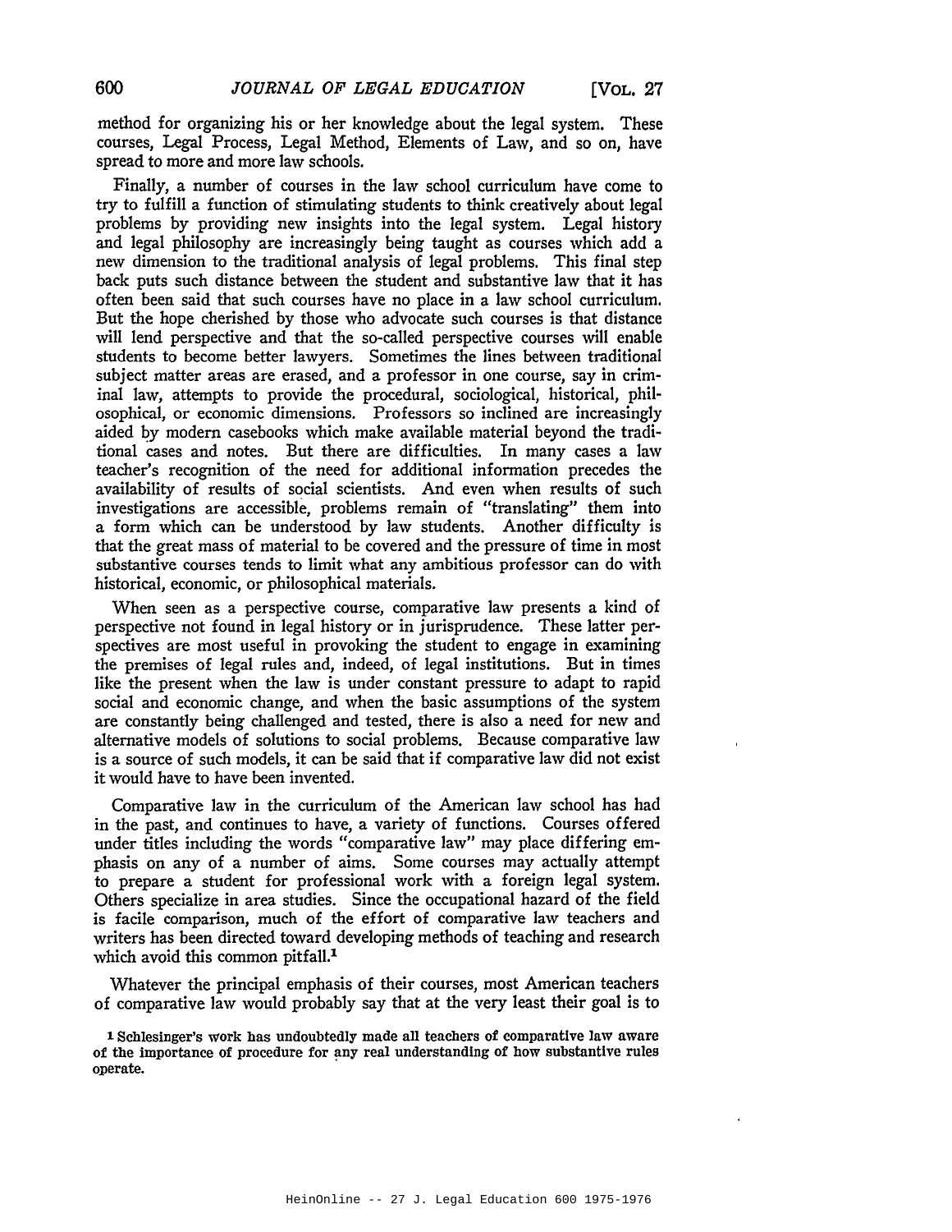method for organizing his or her knowledge about the legal system. These courses, Legal Process, Legal Method, Elements of Law, and so on, have spread to more and more law schools.

Finally, a number of courses in the law school curriculum have come to try to fulfill a function of stimulating students to think creatively about legal problems by providing new insights into the legal system. Legal history and legal philosophy are increasingly being taught as courses which add a new dimension to the traditional analysis of legal problems. This final step back puts such distance between the student and substantive law that it has often been said that such courses have no place in a law school curriculum. But the hope cherished by those who advocate such courses is that distance will lend perspective and that the so-called perspective courses will enable students to become better lawyers. Sometimes the lines between traditional subject matter areas are erased, and a professor in one course, say in criminal law, attempts to provide the procedural, sociological, historical, philosophical, or economic dimensions. Professors so inclined are increasingly aided by modern casebooks which make available material beyond the traditional cases and notes. But there are difficulties. In many cases a law teacher's recognition of the need for additional information precedes the availability of results of social scientists. And even when results of such investigations are accessible, problems remain of "translating" them into a form which can be understood by law students. Another difficulty is that the great mass of material to be covered and the pressure of time in most substantive courses tends to limit what any ambitious professor can do with historical, economic, or philosophical materials.

When seen as a perspective course, comparative law presents a kind of perspective not found in legal history or in jurisprudence. These latter perspectives are most useful in provoking the student to engage in examining the premises of legal rules and, indeed, of legal institutions. But in times like the present when the law is under constant pressure to adapt to rapid social and economic change, and when the basic assumptions of the system are constantly being challenged and tested, there is also a need for new and alternative models of solutions to social problems. Because comparative law is a source of such models, it can be said that if comparative law did not exist it would have to have been invented.

Comparative law in the curriculum of the American law school has had in the past, and continues to have, a variety of functions. Courses offered under titles including the words "comparative law" may place differing emphasis on any of a number of aims. Some courses may actually attempt to prepare a student for professional work with a foreign legal system. Others specialize in area studies. Since the occupational hazard of the field is facile comparison, much of the effort of comparative law teachers and writers has been directed toward developing methods of teaching and research which avoid this common pitfall.[1]

Whatever the principal emphasis of their courses, most American teachers of comparative law would probably say that at the very least their goal is to

[1] Schlesinger's work has undoubtedly made all teachers of comparative law aware of the importance of procedure for any real understanding of how substantive rules operate.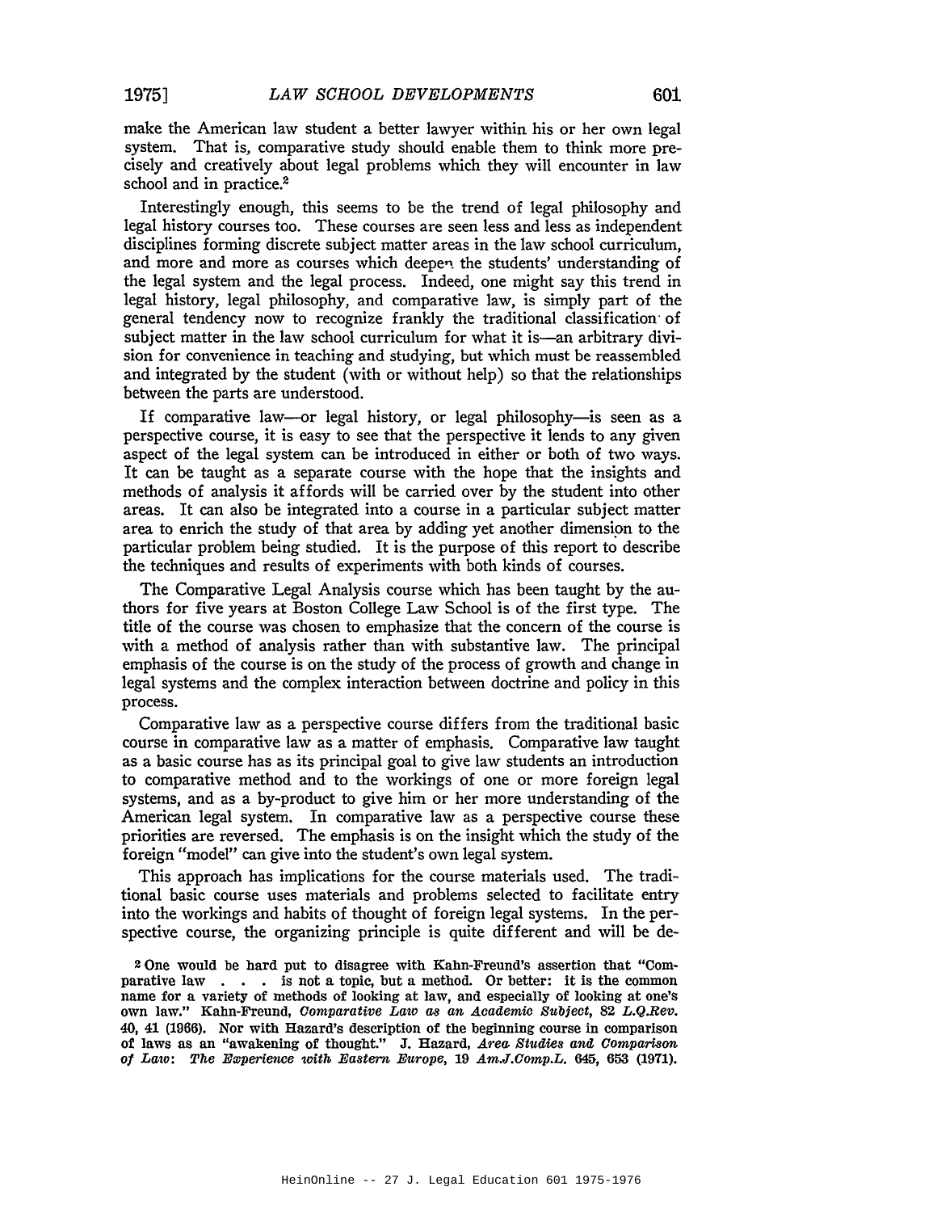make the American law student a better lawyer within his or her own legal system. That is, comparative study should enable them to think more precisely and creatively about legal problems which they will encounter in law school and in practice.[2]

Interestingly enough, this seems to be the trend of legal philosophy and legal history courses too. These courses are seen less and less as independent disciplines forming discrete subject matter areas in the law school curriculum, and more and more as courses which deepen the students' understanding of the legal system and the legal process. Indeed, one might say this trend in legal history, legal philosophy, and comparative law, is simply part of the general tendency now to recognize frankly the traditional classification of subject matter in the law school curriculum for what it is—an arbitrary division for convenience in teaching and studying, but which must be reassembled and integrated by the student (with or without help) so that the relationships between the parts are understood.

If comparative law—or legal history, or legal philosophy—is seen as a perspective course, it is easy to see that the perspective it lends to any given aspect of the legal system can be introduced in either or both of two ways. It can be taught as a separate course with the hope that the insights and methods of analysis it affords will be carried over by the student into other areas. It can also be integrated into a course in a particular subject matter area to enrich the study of that area by adding yet another dimension to the particular problem being studied. It is the purpose of this report to describe the techniques and results of experiments with both kinds of courses.

The Comparative Legal Analysis course which has been taught by the authors for five years at Boston College Law School is of the first type. The title of the course was chosen to emphasize that the concern of the course is with a method of analysis rather than with substantive law. The principal emphasis of the course is on the study of the process of growth and change in legal systems and the complex interaction between doctrine and policy in this process.

Comparative law as a perspective course differs from the traditional basic course in comparative law as a matter of emphasis. Comparative law taught as a basic course has as its principal goal to give law students an introduction to comparative method and to the workings of one or more foreign legal systems, and as a by-product to give him or her more understanding of the American legal system. In comparative law as a perspective course these priorities are reversed. The emphasis is on the insight which the study of the foreign "model" can give into the student's own legal system.

This approach has implications for the course materials used. The traditional basic course uses materials and problems selected to facilitate entry into the workings and habits of thought of foreign legal systems. In the perspective course, the organizing principle is quite different and will be de-

[2] One would be hard put to disagree with Kahn-Freund's assertion that "Comparative law . . . is not a topic, but a method. Or better: it is the common name for a variety of methods of looking at law, and especially of looking at one's own law." Kahn-Freund, *Comparative Law as an Academic Subject*, 82 *L.Q.Rev.* 40, 41 (1966). Nor with Hazard's description of the beginning course in comparison of laws as an "awakening of thought." J. Hazard, *Area Studies and Comparison of Law: The Experience with Eastern Europe*, 19 *Am.J.Comp.L.* 645, 653 (1971).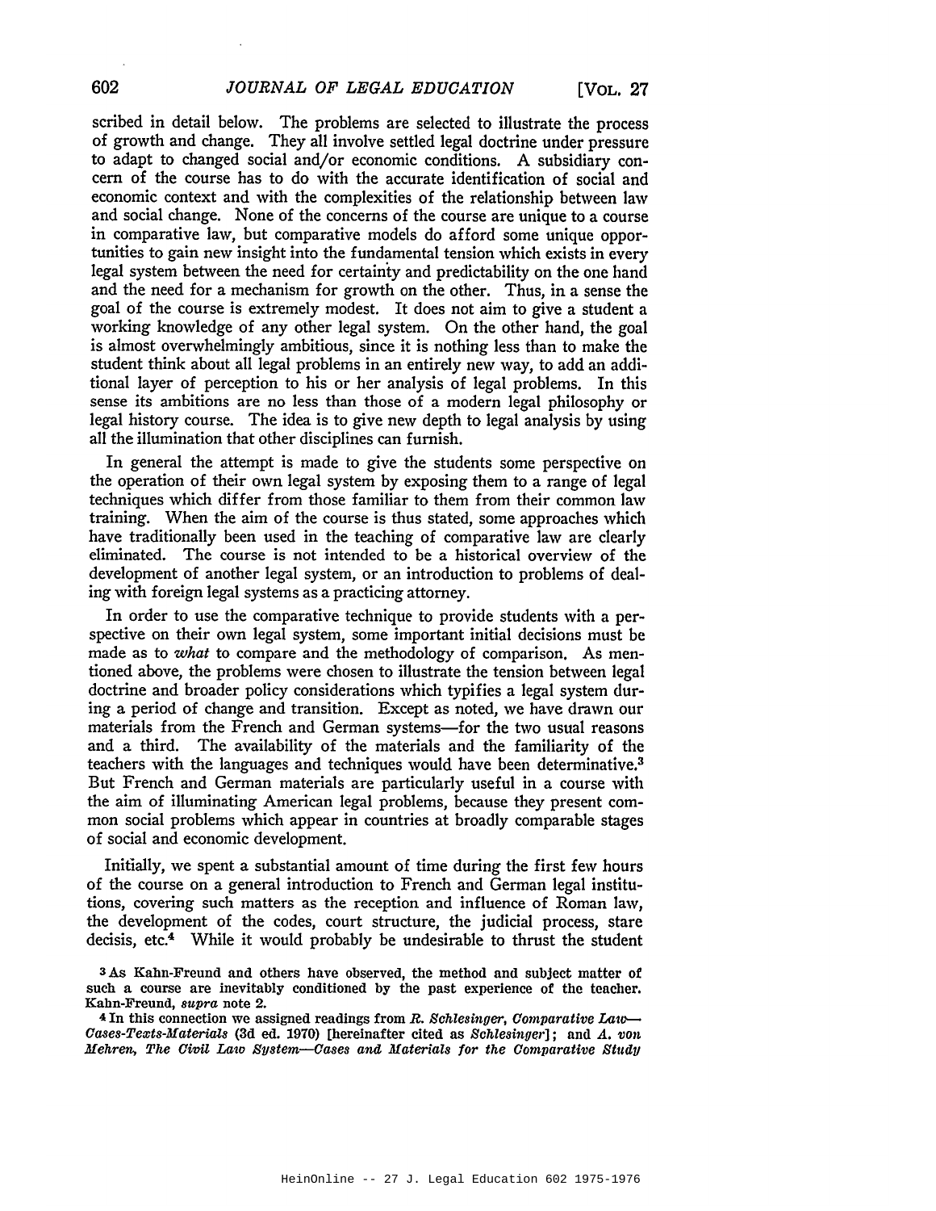scribed in detail below. The problems are selected to illustrate the process of growth and change. They all involve settled legal doctrine under pressure to adapt to changed social and/or economic conditions. A subsidiary concern of the course has to do with the accurate identification of social and economic context and with the complexities of the relationship between law and social change. None of the concerns of the course are unique to a course in comparative law, but comparative models do afford some unique opportunities to gain new insight into the fundamental tension which exists in every legal system between the need for certainty and predictability on the one hand and the need for a mechanism for growth on the other. Thus, in a sense the goal of the course is extremely modest. It does not aim to give a student a working knowledge of any other legal system. On the other hand, the goal is almost overwhelmingly ambitious, since it is nothing less than to make the student think about all legal problems in an entirely new way, to add an additional layer of perception to his or her analysis of legal problems. In this sense its ambitions are no less than those of a modern legal philosophy or legal history course. The idea is to give new depth to legal analysis by using all the illumination that other disciplines can furnish.

In general the attempt is made to give the students some perspective on the operation of their own legal system by exposing them to a range of legal techniques which differ from those familiar to them from their common law training. When the aim of the course is thus stated, some approaches which have traditionally been used in the teaching of comparative law are clearly eliminated. The course is not intended to be a historical overview of the development of another legal system, or an introduction to problems of dealing with foreign legal systems as a practicing attorney.

In order to use the comparative technique to provide students with a perspective on their own legal system, some important initial decisions must be made as to *what* to compare and the methodology of comparison. As mentioned above, the problems were chosen to illustrate the tension between legal doctrine and broader policy considerations which typifies a legal system during a period of change and transition. Except as noted, we have drawn our materials from the French and German systems—for the two usual reasons and a third. The availability of the materials and the familiarity of the teachers with the languages and techniques would have been determinative.[3] But French and German materials are particularly useful in a course with the aim of illuminating American legal problems, because they present common social problems which appear in countries at broadly comparable stages of social and economic development.

Initially, we spent a substantial amount of time during the first few hours of the course on a general introduction to French and German legal institutions, covering such matters as the reception and influence of Roman law, the development of the codes, court structure, the judicial process, stare decisis, etc.[4] While it would probably be undesirable to thrust the student

[3] As Kahn-Freund and others have observed, the method and subject matter of such a course are inevitably conditioned by the past experience of the teacher. Kahn-Freund, *supra* note 2.

[4] In this connection we assigned readings from *R. Schlesinger, Comparative Law—Cases-Texts-Materials* (3d ed. 1970) [hereinafter cited as *Schlesinger*]; and *A. von Mehren, The Civil Law System—Cases and Materials for the Comparative Study*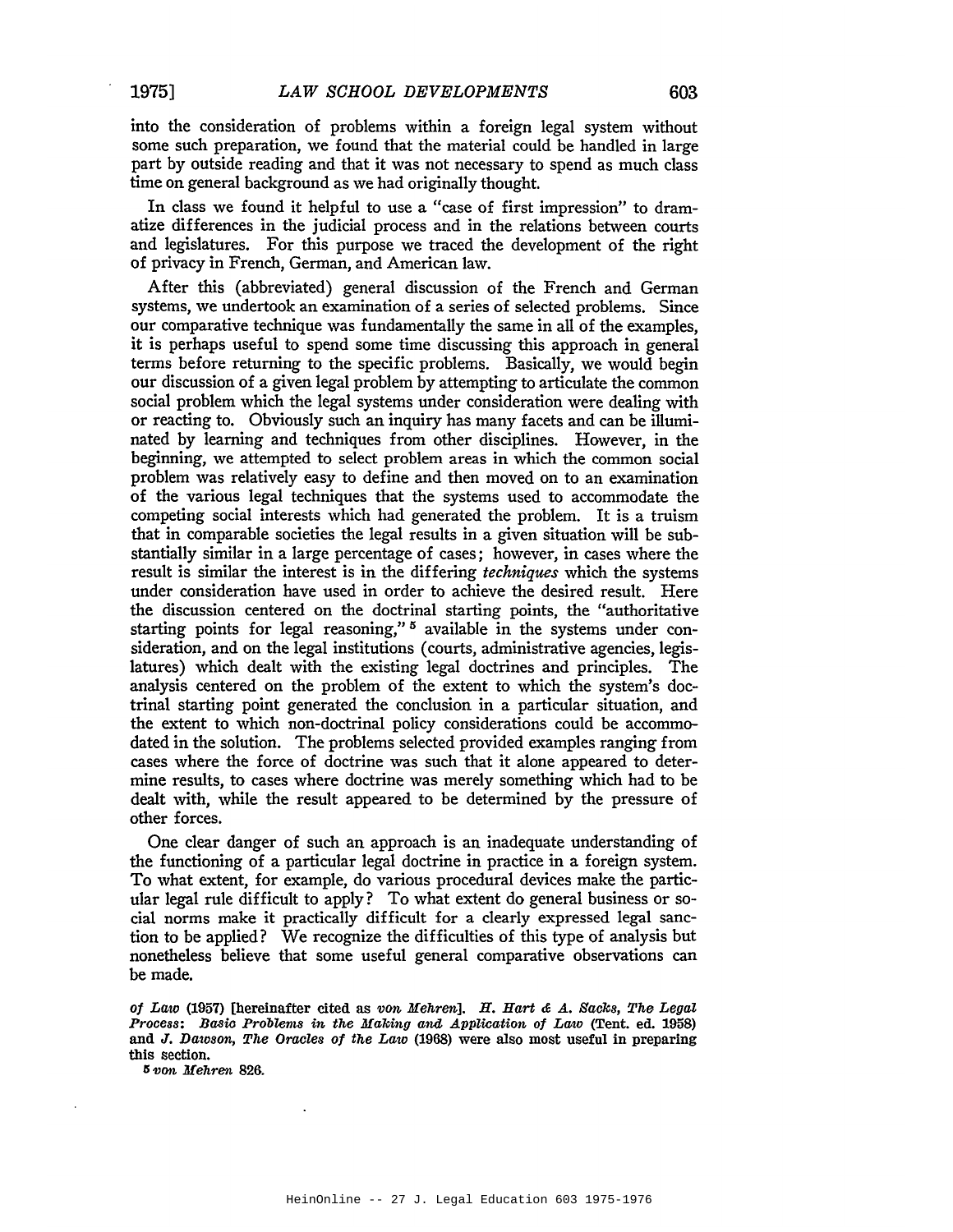into the consideration of problems within a foreign legal system without some such preparation, we found that the material could be handled in large part by outside reading and that it was not necessary to spend as much class time on general background as we had originally thought.

In class we found it helpful to use a "case of first impression" to dramatize differences in the judicial process and in the relations between courts and legislatures. For this purpose we traced the development of the right of privacy in French, German, and American law.

After this (abbreviated) general discussion of the French and German systems, we undertook an examination of a series of selected problems. Since our comparative technique was fundamentally the same in all of the examples, it is perhaps useful to spend some time discussing this approach in general terms before returning to the specific problems. Basically, we would begin our discussion of a given legal problem by attempting to articulate the common social problem which the legal systems under consideration were dealing with or reacting to. Obviously such an inquiry has many facets and can be illuminated by learning and techniques from other disciplines. However, in the beginning, we attempted to select problem areas in which the common social problem was relatively easy to define and then moved on to an examination of the various legal techniques that the systems used to accommodate the competing social interests which had generated the problem. It is a truism that in comparable societies the legal results in a given situation will be substantially similar in a large percentage of cases; however, in cases where the result is similar the interest is in the differing *techniques* which the systems under consideration have used in order to achieve the desired result. Here the discussion centered on the doctrinal starting points, the "authoritative starting points for legal reasoning,"[5] available in the systems under consideration, and on the legal institutions (courts, administrative agencies, legislatures) which dealt with the existing legal doctrines and principles. The analysis centered on the problem of the extent to which the system's doctrinal starting point generated the conclusion in a particular situation, and the extent to which non-doctrinal policy considerations could be accommodated in the solution. The problems selected provided examples ranging from cases where the force of doctrine was such that it alone appeared to determine results, to cases where doctrine was merely something which had to be dealt with, while the result appeared to be determined by the pressure of other forces.

One clear danger of such an approach is an inadequate understanding of the functioning of a particular legal doctrine in practice in a foreign system. To what extent, for example, do various procedural devices make the particular legal rule difficult to apply? To what extent do general business or social norms make it practically difficult for a clearly expressed legal sanction to be applied? We recognize the difficulties of this type of analysis but nonetheless believe that some useful general comparative observations can be made.

*of Law* (1957) [hereinafter cited as *von Mehren*]. *H. Hart & A. Sacks, The Legal Process: Basic Problems in the Making and Application of Law* (Tent. ed. 1958) and *J. Dawson, The Oracles of the Law* (1968) were also most useful in preparing this section.

[5] *von Mehren* 826.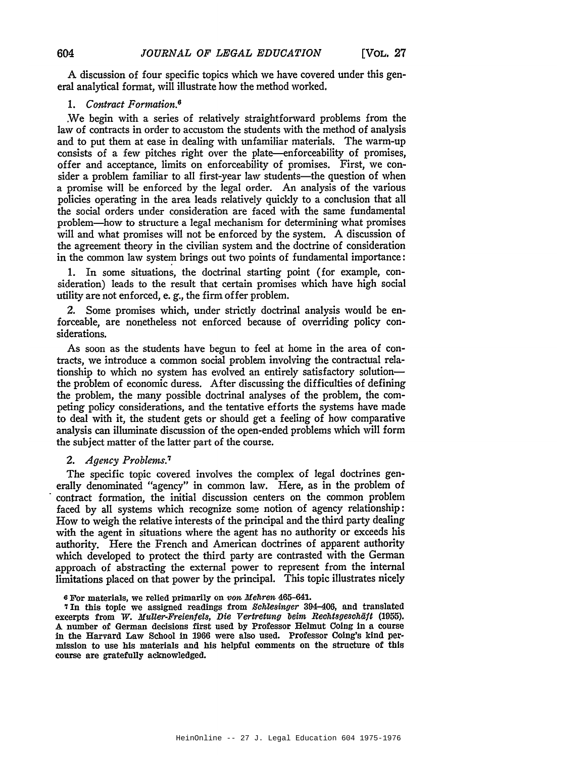A discussion of four specific topics which we have covered under this general analytical format, will illustrate how the method worked.

1. *Contract Formation.*[6]

We begin with a series of relatively straightforward problems from the law of contracts in order to accustom the students with the method of analysis and to put them at ease in dealing with unfamiliar materials. The warm-up consists of a few pitches right over the plate—enforceability of promises, offer and acceptance, limits on enforceability of promises. First, we consider a problem familiar to all first-year law students—the question of when a promise will be enforced by the legal order. An analysis of the various policies operating in the area leads relatively quickly to a conclusion that all the social orders under consideration are faced with the same fundamental problem—how to structure a legal mechanism for determining what promises will and what promises will not be enforced by the system. A discussion of the agreement theory in the civilian system and the doctrine of consideration in the common law system brings out two points of fundamental importance:

1. In some situations, the doctrinal starting point (for example, consideration) leads to the result that certain promises which have high social utility are not enforced, e. g., the firm offer problem.

2. Some promises which, under strictly doctrinal analysis would be enforceable, are nonetheless not enforced because of overriding policy considerations.

As soon as the students have begun to feel at home in the area of contracts, we introduce a common social problem involving the contractual relationship to which no system has evolved an entirely satisfactory solution—the problem of economic duress. After discussing the difficulties of defining the problem, the many possible doctrinal analyses of the problem, the competing policy considerations, and the tentative efforts the systems have made to deal with it, the student gets or should get a feeling of how comparative analysis can illuminate discussion of the open-ended problems which will form the subject matter of the latter part of the course.

2. *Agency Problems.*[7]

The specific topic covered involves the complex of legal doctrines generally denominated "agency" in common law. Here, as in the problem of contract formation, the initial discussion centers on the common problem faced by all systems which recognize some notion of agency relationship: How to weigh the relative interests of the principal and the third party dealing with the agent in situations where the agent has no authority or exceeds his authority. Here the French and American doctrines of apparent authority which developed to protect the third party are contrasted with the German approach of abstracting the external power to represent from the internal limitations placed on that power by the principal. This topic illustrates nicely

[6] For materials, we relied primarily on *von Mehren* 465–641.

[7] In this topic we assigned readings from *Schlesinger* 394–406, and translated excerpts from *W. Muller-Freienfels, Die Vertretung beim Rechtsgeschäft* (1955). A number of German decisions first used by Professor Helmut Coing in a course in the Harvard Law School in 1966 were also used. Professor Coing's kind permission to use his materials and his helpful comments on the structure of this course are gratefully acknowledged.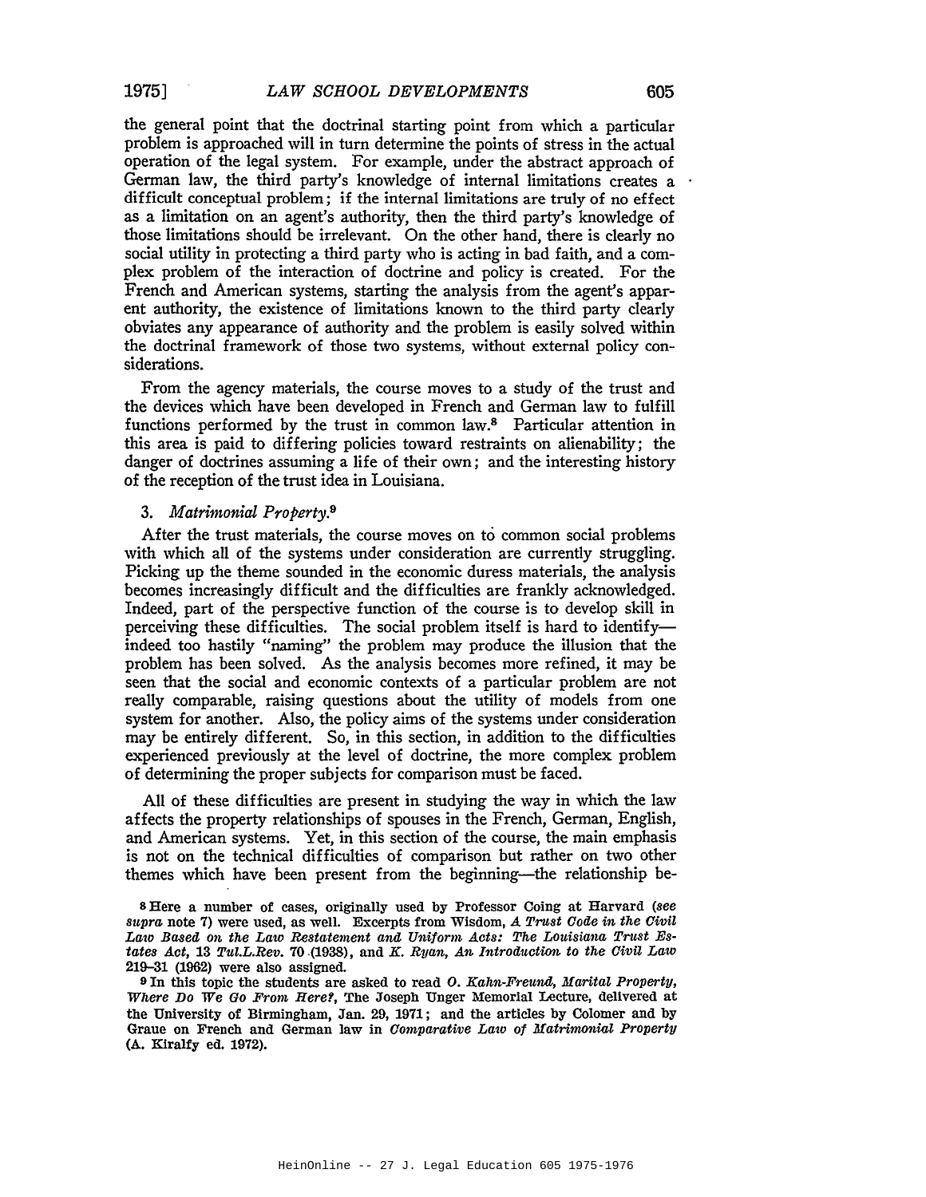the general point that the doctrinal starting point from which a particular problem is approached will in turn determine the points of stress in the actual operation of the legal system. For example, under the abstract approach of German law, the third party's knowledge of internal limitations creates a difficult conceptual problem; if the internal limitations are truly of no effect as a limitation on an agent's authority, then the third party's knowledge of those limitations should be irrelevant. On the other hand, there is clearly no social utility in protecting a third party who is acting in bad faith, and a complex problem of the interaction of doctrine and policy is created. For the French and American systems, starting the analysis from the agent's apparent authority, the existence of limitations known to the third party clearly obviates any appearance of authority and the problem is easily solved within the doctrinal framework of those two systems, without external policy considerations.

From the agency materials, the course moves to a study of the trust and the devices which have been developed in French and German law to fulfill functions performed by the trust in common law.[8] Particular attention in this area is paid to differing policies toward restraints on alienability; the danger of doctrines assuming a life of their own; and the interesting history of the reception of the trust idea in Louisiana.

### 3. *Matrimonial Property.*[9]

After the trust materials, the course moves on to common social problems with which all of the systems under consideration are currently struggling. Picking up the theme sounded in the economic duress materials, the analysis becomes increasingly difficult and the difficulties are frankly acknowledged. Indeed, part of the perspective function of the course is to develop skill in perceiving these difficulties. The social problem itself is hard to identify—indeed too hastily "naming" the problem may produce the illusion that the problem has been solved. As the analysis becomes more refined, it may be seen that the social and economic contexts of a particular problem are not really comparable, raising questions about the utility of models from one system for another. Also, the policy aims of the systems under consideration may be entirely different. So, in this section, in addition to the difficulties experienced previously at the level of doctrine, the more complex problem of determining the proper subjects for comparison must be faced.

All of these difficulties are present in studying the way in which the law affects the property relationships of spouses in the French, German, English, and American systems. Yet, in this section of the course, the main emphasis is not on the technical difficulties of comparison but rather on two other themes which have been present from the beginning—the relationship be-

[8] Here a number of cases, originally used by Professor Coing at Harvard (*see supra* note 7) were used, as well. Excerpts from Wisdom, *A Trust Code in the Civil Law Based on the Law Restatement and Uniform Acts: The Louisiana Trust Estates Act*, 13 *Tul.L.Rev.* 70 (1938), and *K. Ryan, An Introduction to the Civil Law* 219–31 (1962) were also assigned.

[9] In this topic the students are asked to read *O. Kahn-Freund, Marital Property, Where Do We Go From Here?*, The Joseph Unger Memorial Lecture, delivered at the University of Birmingham, Jan. 29, 1971; and the articles by Colomer and by Graue on French and German law in *Comparative Law of Matrimonial Property* (A. Kiralfy ed. 1972).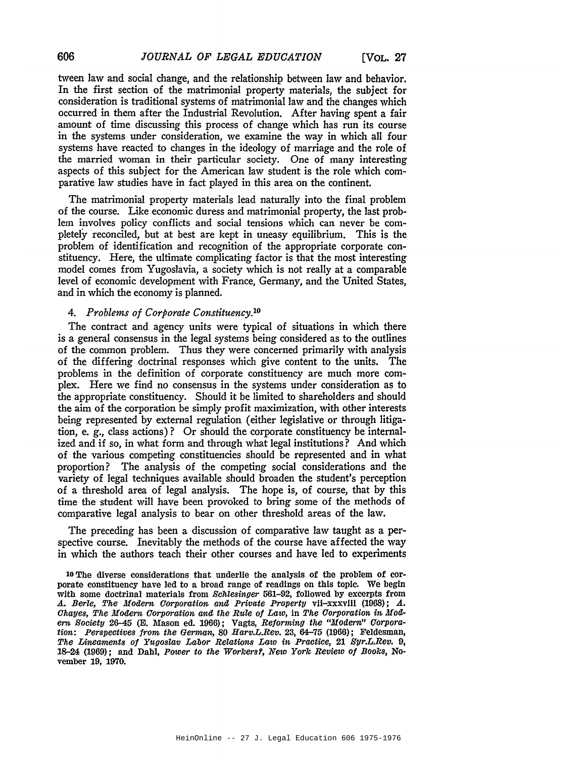tween law and social change, and the relationship between law and behavior. In the first section of the matrimonial property materials, the subject for consideration is traditional systems of matrimonial law and the changes which occurred in them after the Industrial Revolution. After having spent a fair amount of time discussing this process of change which has run its course in the systems under consideration, we examine the way in which all four systems have reacted to changes in the ideology of marriage and the role of the married woman in their particular society. One of many interesting aspects of this subject for the American law student is the role which comparative law studies have in fact played in this area on the continent.

The matrimonial property materials lead naturally into the final problem of the course. Like economic duress and matrimonial property, the last problem involves policy conflicts and social tensions which can never be completely reconciled, but at best are kept in uneasy equilibrium. This is the problem of identification and recognition of the appropriate corporate constituency. Here, the ultimate complicating factor is that the most interesting model comes from Yugoslavia, a society which is not really at a comparable level of economic development with France, Germany, and the United States, and in which the economy is planned.

4. *Problems of Corporate Constituency.*[10]

The contract and agency units were typical of situations in which there is a general consensus in the legal systems being considered as to the outlines of the common problem. Thus they were concerned primarily with analysis of the differing doctrinal responses which give content to the units. The problems in the definition of corporate constituency are much more complex. Here we find no consensus in the systems under consideration as to the appropriate constituency. Should it be limited to shareholders and should the aim of the corporation be simply profit maximization, with other interests being represented by external regulation (either legislative or through litigation, e. g., class actions)? Or should the corporate constituency be internalized and if so, in what form and through what legal institutions? And which of the various competing constituencies should be represented and in what proportion? The analysis of the competing social considerations and the variety of legal techniques available should broaden the student's perception of a threshold area of legal analysis. The hope is, of course, that by this time the student will have been provoked to bring some of the methods of comparative legal analysis to bear on other threshold areas of the law.

The preceding has been a discussion of comparative law taught as a perspective course. Inevitably the methods of the course have affected the way in which the authors teach their other courses and have led to experiments

[10] The diverse considerations that underlie the analysis of the problem of corporate constituency have led to a broad range of readings on this topic. We begin with some doctrinal materials from *Schlesinger* 561–92, followed by excerpts from *A. Berle, The Modern Corporation and Private Property* vii–xxxviii (1968); *A. Chayes, The Modern Corporation and the Rule of Law*, in *The Corporation in Modern Society* 26–45 (E. Mason ed. 1966); Vagts, *Reforming the "Modern" Corporation: Perspectives from the German*, 80 *Harv.L.Rev.* 23, 64–75 (1966); Feldesman, *The Lineaments of Yugoslav Labor Relations Law in Practice*, 21 *Syr.L.Rev.* 9, 18–24 (1969); and Dahl, *Power to the Workers?*, *New York Review of Books*, November 19, 1970.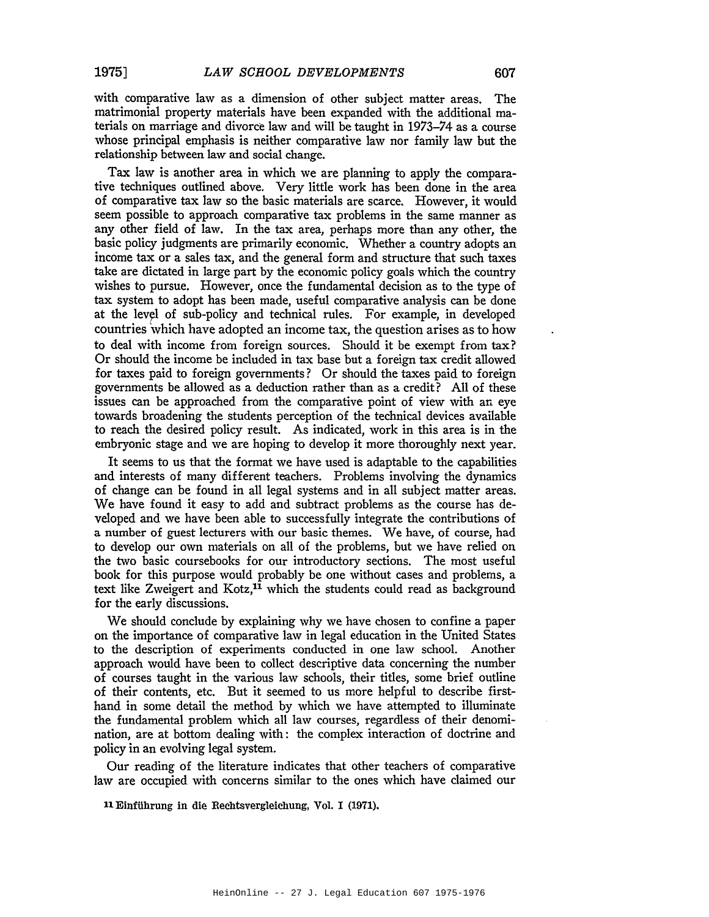with comparative law as a dimension of other subject matter areas. The matrimonial property materials have been expanded with the additional materials on marriage and divorce law and will be taught in 1973–74 as a course whose principal emphasis is neither comparative law nor family law but the relationship between law and social change.

Tax law is another area in which we are planning to apply the comparative techniques outlined above. Very little work has been done in the area of comparative tax law so the basic materials are scarce. However, it would seem possible to approach comparative tax problems in the same manner as any other field of law. In the tax area, perhaps more than any other, the basic policy judgments are primarily economic. Whether a country adopts an income tax or a sales tax, and the general form and structure that such taxes take are dictated in large part by the economic policy goals which the country wishes to pursue. However, once the fundamental decision as to the type of tax system to adopt has been made, useful comparative analysis can be done at the level of sub-policy and technical rules. For example, in developed countries which have adopted an income tax, the question arises as to how to deal with income from foreign sources. Should it be exempt from tax? Or should the income be included in tax base but a foreign tax credit allowed for taxes paid to foreign governments? Or should the taxes paid to foreign governments be allowed as a deduction rather than as a credit? All of these issues can be approached from the comparative point of view with an eye towards broadening the students perception of the technical devices available to reach the desired policy result. As indicated, work in this area is in the embryonic stage and we are hoping to develop it more thoroughly next year.

It seems to us that the format we have used is adaptable to the capabilities and interests of many different teachers. Problems involving the dynamics of change can be found in all legal systems and in all subject matter areas. We have found it easy to add and subtract problems as the course has developed and we have been able to successfully integrate the contributions of a number of guest lecturers with our basic themes. We have, of course, had to develop our own materials on all of the problems, but we have relied on the two basic coursebooks for our introductory sections. The most useful book for this purpose would probably be one without cases and problems, a text like Zweigert and Kotz,[11] which the students could read as background for the early discussions.

We should conclude by explaining why we have chosen to confine a paper on the importance of comparative law in legal education in the United States to the description of experiments conducted in one law school. Another approach would have been to collect descriptive data concerning the number of courses taught in the various law schools, their titles, some brief outline of their contents, etc. But it seemed to us more helpful to describe first-hand in some detail the method by which we have attempted to illuminate the fundamental problem which all law courses, regardless of their denomination, are at bottom dealing with: the complex interaction of doctrine and policy in an evolving legal system.

Our reading of the literature indicates that other teachers of comparative law are occupied with concerns similar to the ones which have claimed our

[11] Einführung in die Rechtsvergleichung, Vol. I (1971).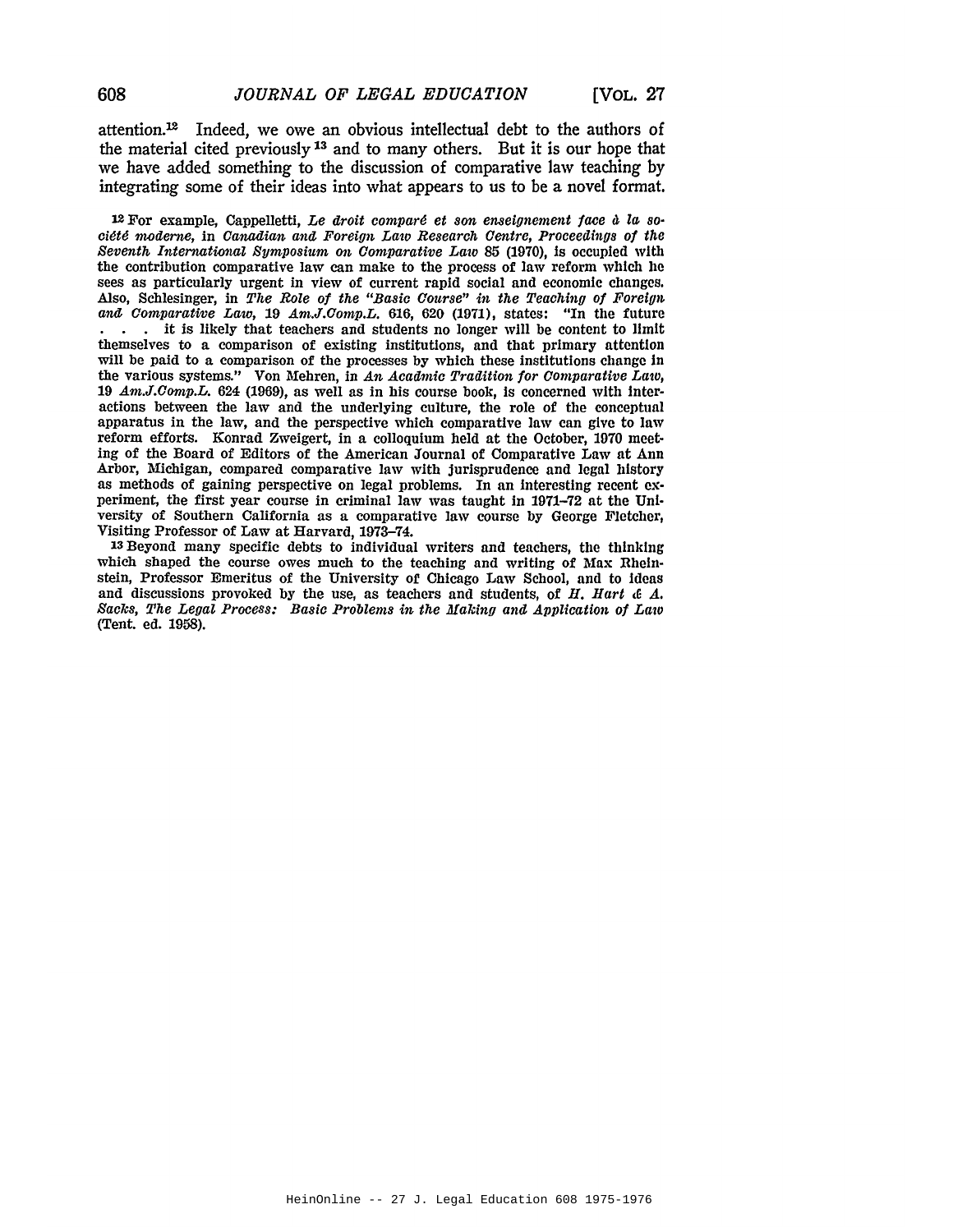attention.[12] Indeed, we owe an obvious intellectual debt to the authors of the material cited previously[13] and to many others. But it is our hope that we have added something to the discussion of comparative law teaching by integrating some of their ideas into what appears to us to be a novel format.

[12] For example, Cappelletti, *Le droit comparé et son enseignement face à la société moderne*, in *Canadian and Foreign Law Research Centre, Proceedings of the Seventh International Symposium on Comparative Law* 85 (1970), is occupied with the contribution comparative law can make to the process of law reform which he sees as particularly urgent in view of current rapid social and economic changes. Also, Schlesinger, in *The Role of the "Basic Course" in the Teaching of Foreign and Comparative Law*, 19 *Am.J.Comp.L.* 616, 620 (1971), states: "In the future . . . it is likely that teachers and students no longer will be content to limit themselves to a comparison of existing institutions, and that primary attention will be paid to a comparison of the processes by which these institutions change in the various systems." Von Mehren, in *An Academic Tradition for Comparative Law*, 19 *Am.J.Comp.L.* 624 (1969), as well as in his course book, is concerned with interactions between the law and the underlying culture, the role of the conceptual apparatus in the law, and the perspective which comparative law can give to law reform efforts. Konrad Zweigert, in a colloquium held at the October, 1970 meeting of the Board of Editors of the American Journal of Comparative Law at Ann Arbor, Michigan, compared comparative law with jurisprudence and legal history as methods of gaining perspective on legal problems. In an interesting recent experiment, the first year course in criminal law was taught in 1971–72 at the University of Southern California as a comparative law course by George Fletcher, Visiting Professor of Law at Harvard, 1973–74.

[13] Beyond many specific debts to individual writers and teachers, the thinking which shaped the course owes much to the teaching and writing of Max Rheinstein, Professor Emeritus of the University of Chicago Law School, and to ideas and discussions provoked by the use, as teachers and students, of *H. Hart & A. Sacks, The Legal Process: Basic Problems in the Making and Application of Law* (Tent. ed. 1958).